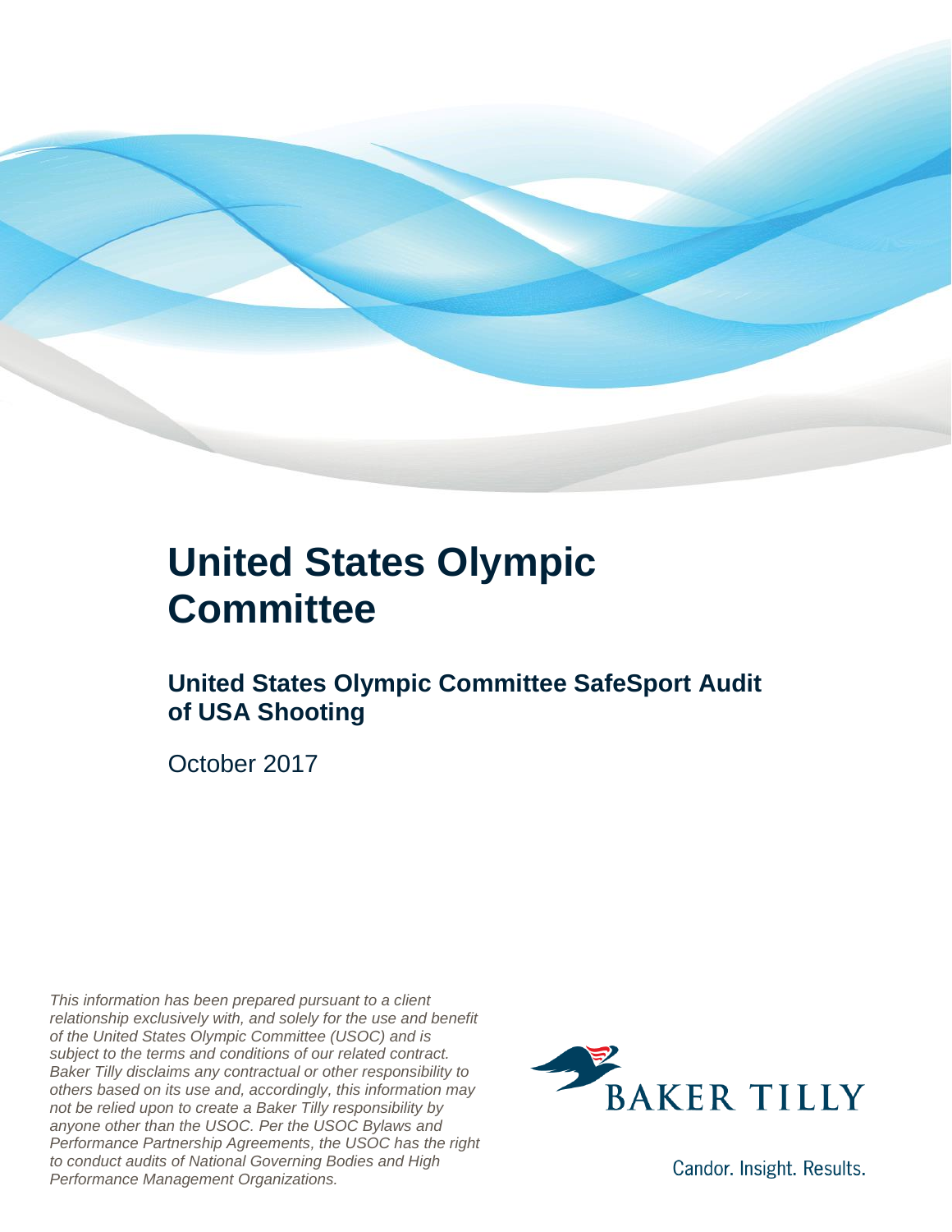# United States Olympic Committee

## United States Olympic Committee SafeSport Audit of USA Shooting

October 2017

*This information has been prepared pursuant to a client relationship exclusively with, and solely for the use and benefit of the United States Olympic Committee (USOC) and is subject to the terms and conditions of our related contract. Baker Tilly disclaims any contractual or other responsibility to others based on its use and, accordingly, this information may not be relied upon to create a Baker Tilly responsibility by anyone other than the USOC. Per the USOC Bylaws and Performance Partnership Agreements, the USOC has the right to conduct audits of National Governing Bodies and High Performance Management Organizations.*

BAKER TILLY

Candor. Insight. Results.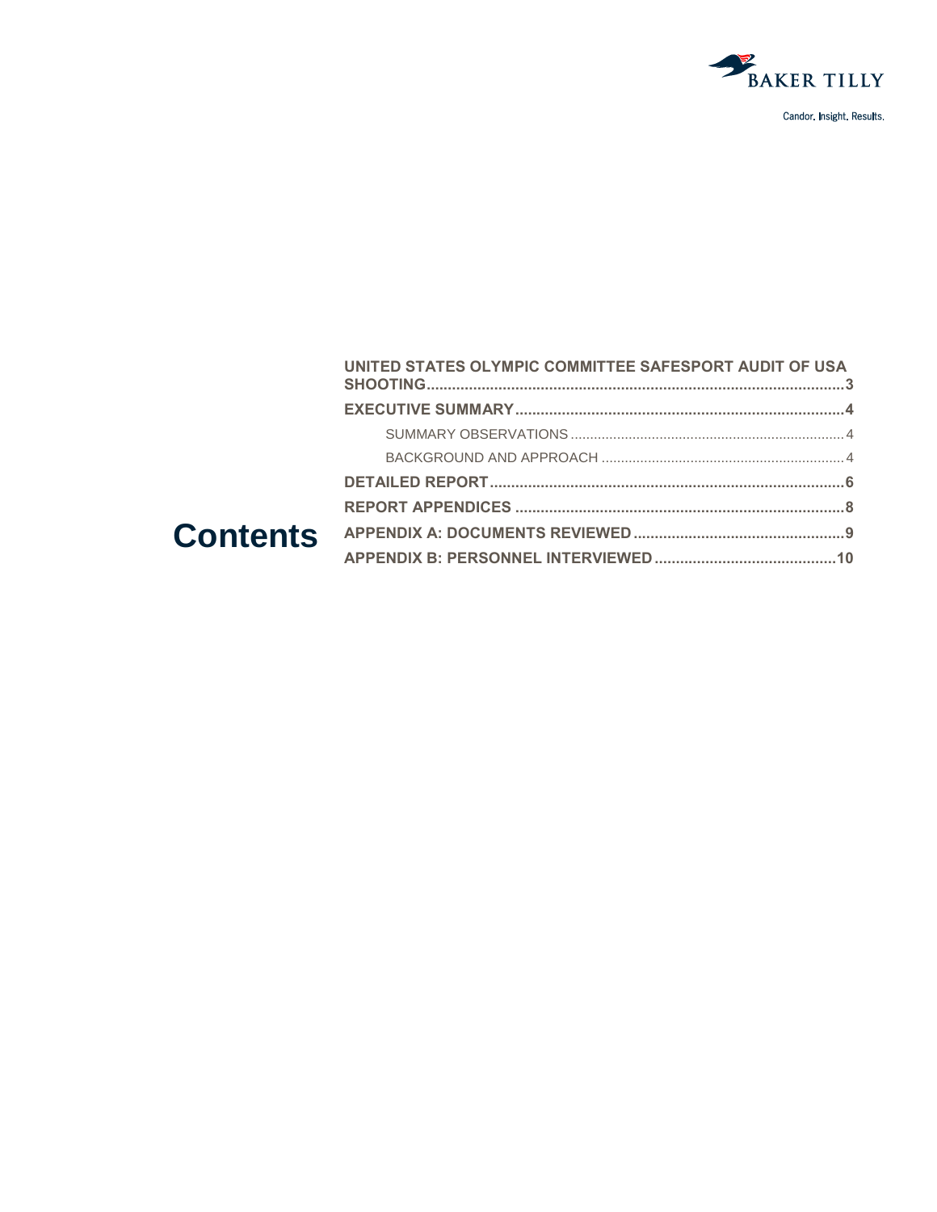# Contents

- **UNITED STATES OLYMPIC COMMITTEE SAFESPORT AUDIT OF USA SHOOTING** .......... 3
- **EXECUTIVE SUMMARY** .......... 4
  - SUMMARY OBSERVATIONS .......... 4
  - BACKGROUND AND APPROACH .......... 4
- **DETAILED REPORT** .......... 6
- **REPORT APPENDICES** .......... 8
- **APPENDIX A: DOCUMENTS REVIEWED** .......... 9
- **APPENDIX B: PERSONNEL INTERVIEWED** .......... 10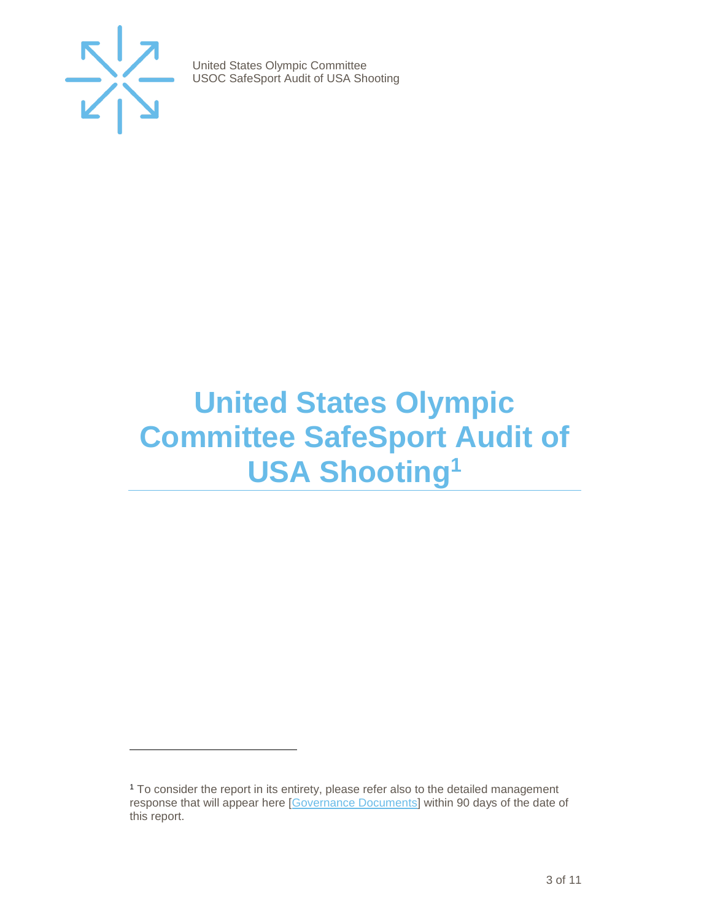# United States Olympic Committee SafeSport Audit of USA Shooting[1]

[1] To consider the report in its entirety, please refer also to the detailed management response that will appear here [Governance Documents] within 90 days of the date of this report.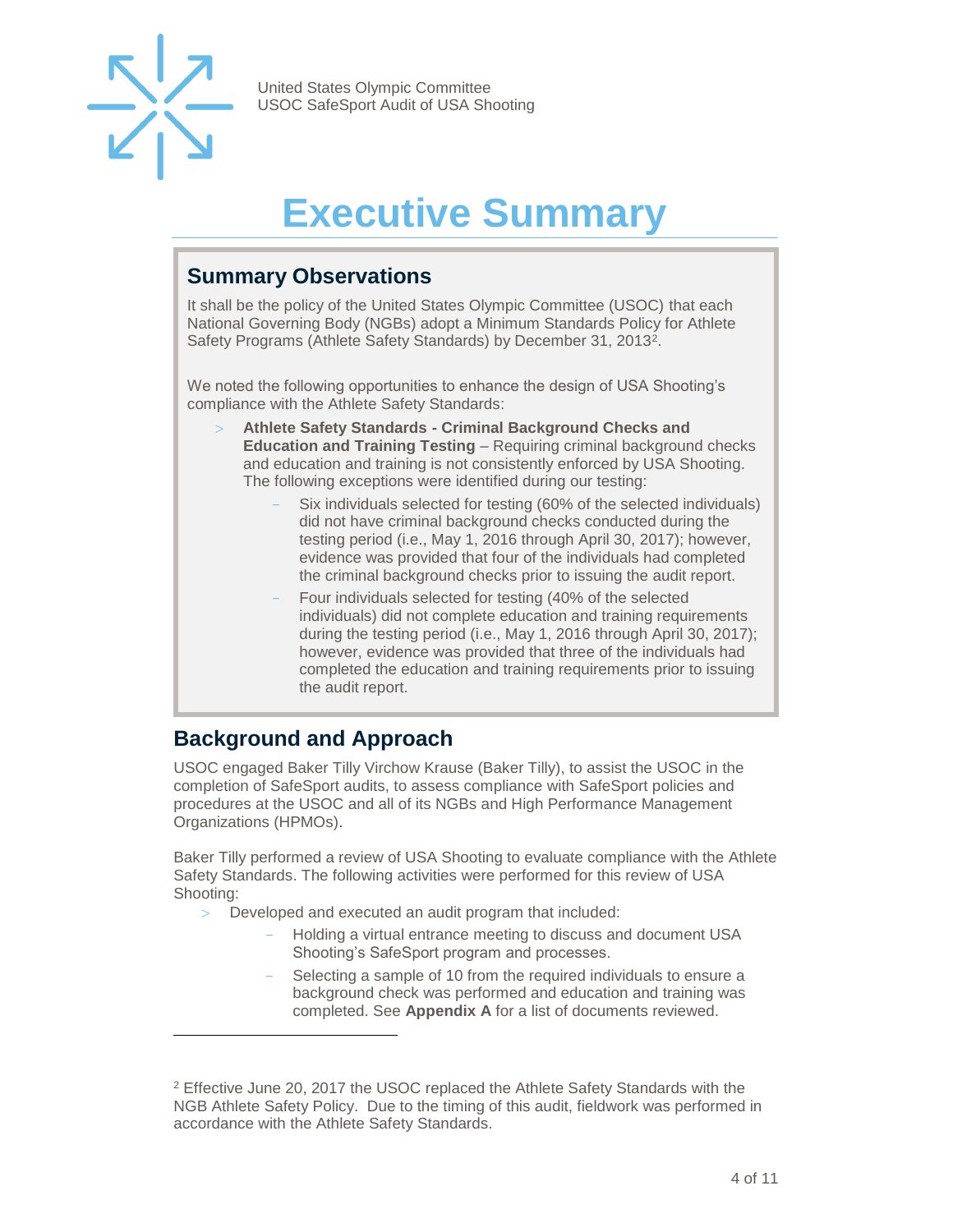# Executive Summary

## Summary Observations

It shall be the policy of the United States Olympic Committee (USOC) that each National Governing Body (NGBs) adopt a Minimum Standards Policy for Athlete Safety Programs (Athlete Safety Standards) by December 31, 2013[2].

We noted the following opportunities to enhance the design of USA Shooting's compliance with the Athlete Safety Standards:

- **Athlete Safety Standards - Criminal Background Checks and Education and Training Testing** – Requiring criminal background checks and education and training is not consistently enforced by USA Shooting. The following exceptions were identified during our testing:
  - Six individuals selected for testing (60% of the selected individuals) did not have criminal background checks conducted during the testing period (i.e., May 1, 2016 through April 30, 2017); however, evidence was provided that four of the individuals had completed the criminal background checks prior to issuing the audit report.
  - Four individuals selected for testing (40% of the selected individuals) did not complete education and training requirements during the testing period (i.e., May 1, 2016 through April 30, 2017); however, evidence was provided that three of the individuals had completed the education and training requirements prior to issuing the audit report.

## Background and Approach

USOC engaged Baker Tilly Virchow Krause (Baker Tilly), to assist the USOC in the completion of SafeSport audits, to assess compliance with SafeSport policies and procedures at the USOC and all of its NGBs and High Performance Management Organizations (HPMOs).

Baker Tilly performed a review of USA Shooting to evaluate compliance with the Athlete Safety Standards. The following activities were performed for this review of USA Shooting:

- Developed and executed an audit program that included:
  - Holding a virtual entrance meeting to discuss and document USA Shooting's SafeSport program and processes.
  - Selecting a sample of 10 from the required individuals to ensure a background check was performed and education and training was completed. See **Appendix A** for a list of documents reviewed.

---

[2] Effective June 20, 2017 the USOC replaced the Athlete Safety Standards with the NGB Athlete Safety Policy. Due to the timing of this audit, fieldwork was performed in accordance with the Athlete Safety Standards.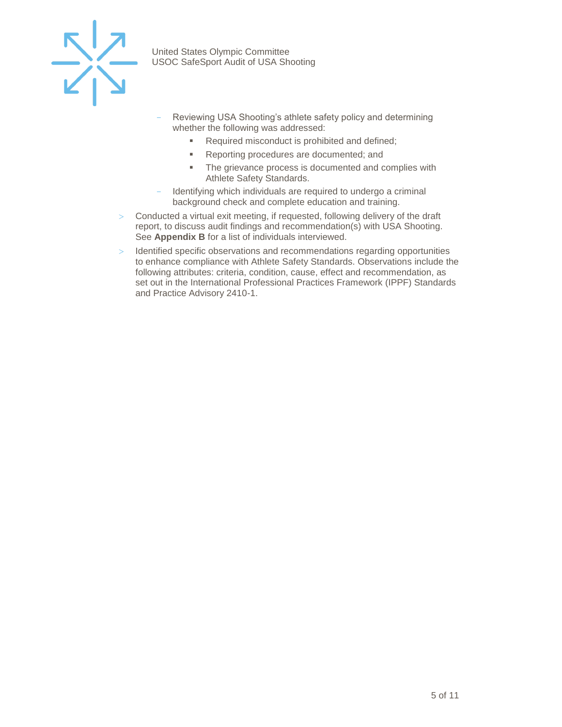- Reviewing USA Shooting's athlete safety policy and determining whether the following was addressed:
    - Required misconduct is prohibited and defined;
    - Reporting procedures are documented; and
    - The grievance process is documented and complies with Athlete Safety Standards.
  - Identifying which individuals are required to undergo a criminal background check and complete education and training.
- Conducted a virtual exit meeting, if requested, following delivery of the draft report, to discuss audit findings and recommendation(s) with USA Shooting. See **Appendix B** for a list of individuals interviewed.
- Identified specific observations and recommendations regarding opportunities to enhance compliance with Athlete Safety Standards. Observations include the following attributes: criteria, condition, cause, effect and recommendation, as set out in the International Professional Practices Framework (IPPF) Standards and Practice Advisory 2410-1.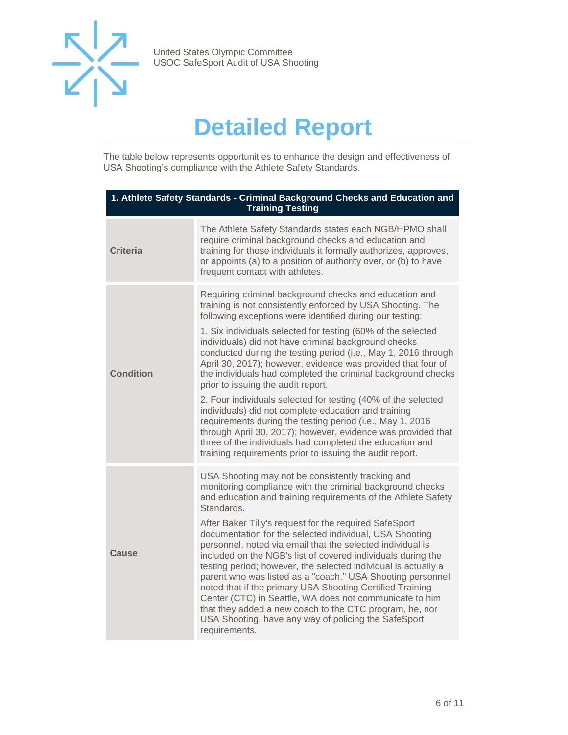# Detailed Report

The table below represents opportunities to enhance the design and effectiveness of USA Shooting's compliance with the Athlete Safety Standards.

| 1. Athlete Safety Standards - Criminal Background Checks and Education and Training Testing | |
|---|---|
| **Criteria** | The Athlete Safety Standards states each NGB/HPMO shall require criminal background checks and education and training for those individuals it formally authorizes, approves, or appoints (a) to a position of authority over, or (b) to have frequent contact with athletes. |
| **Condition** | Requiring criminal background checks and education and training is not consistently enforced by USA Shooting. The following exceptions were identified during our testing:<br><br>1. Six individuals selected for testing (60% of the selected individuals) did not have criminal background checks conducted during the testing period (i.e., May 1, 2016 through April 30, 2017); however, evidence was provided that four of the individuals had completed the criminal background checks prior to issuing the audit report.<br><br>2. Four individuals selected for testing (40% of the selected individuals) did not complete education and training requirements during the testing period (i.e., May 1, 2016 through April 30, 2017); however, evidence was provided that three of the individuals had completed the education and training requirements prior to issuing the audit report. |
| **Cause** | USA Shooting may not be consistently tracking and monitoring compliance with the criminal background checks and education and training requirements of the Athlete Safety Standards.<br><br>After Baker Tilly's request for the required SafeSport documentation for the selected individual, USA Shooting personnel, noted via email that the selected individual is included on the NGB's list of covered individuals during the testing period; however, the selected individual is actually a parent who was listed as a "coach." USA Shooting personnel noted that if the primary USA Shooting Certified Training Center (CTC) in Seattle, WA does not communicate to him that they added a new coach to the CTC program, he, nor USA Shooting, have any way of policing the SafeSport requirements. |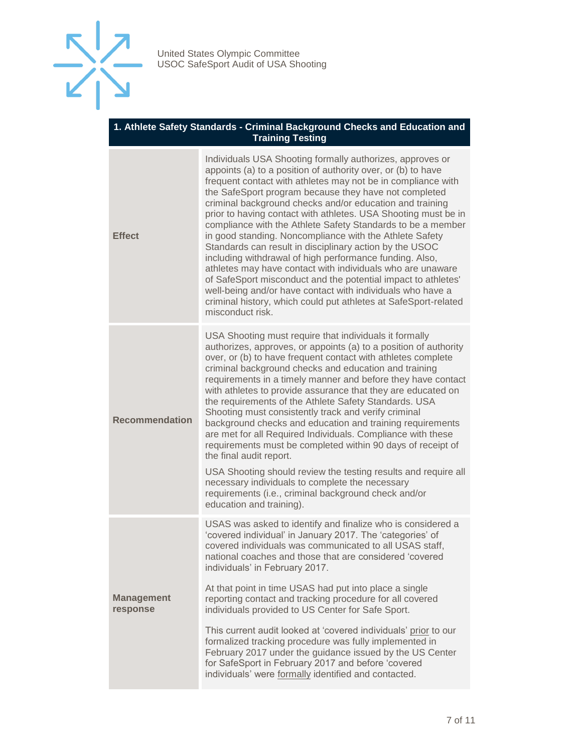| 1. Athlete Safety Standards - Criminal Background Checks and Education and Training Testing | |
|---|---|
| **Effect** | Individuals USA Shooting formally authorizes, approves or appoints (a) to a position of authority over, or (b) to have frequent contact with athletes may not be in compliance with the SafeSport program because they have not completed criminal background checks and/or education and training prior to having contact with athletes. USA Shooting must be in compliance with the Athlete Safety Standards to be a member in good standing. Noncompliance with the Athlete Safety Standards can result in disciplinary action by the USOC including withdrawal of high performance funding. Also, athletes may have contact with individuals who are unaware of SafeSport misconduct and the potential impact to athletes' well-being and/or have contact with individuals who have a criminal history, which could put athletes at SafeSport-related misconduct risk. |
| **Recommendation** | USA Shooting must require that individuals it formally authorizes, approves, or appoints (a) to a position of authority over, or (b) to have frequent contact with athletes complete criminal background checks and education and training requirements in a timely manner and before they have contact with athletes to provide assurance that they are educated on the requirements of the Athlete Safety Standards. USA Shooting must consistently track and verify criminal background checks and education and training requirements are met for all Required Individuals. Compliance with these requirements must be completed within 90 days of receipt of the final audit report.<br><br>USA Shooting should review the testing results and require all necessary individuals to complete the necessary requirements (i.e., criminal background check and/or education and training). |
| **Management response** | USAS was asked to identify and finalize who is considered a 'covered individual' in January 2017. The 'categories' of covered individuals was communicated to all USAS staff, national coaches and those that are considered 'covered individuals' in February 2017.<br><br>At that point in time USAS had put into place a single reporting contact and tracking procedure for all covered individuals provided to US Center for Safe Sport.<br><br>This current audit looked at 'covered individuals' prior to our formalized tracking procedure was fully implemented in February 2017 under the guidance issued by the US Center for SafeSport in February 2017 and before 'covered individuals' were formally identified and contacted. |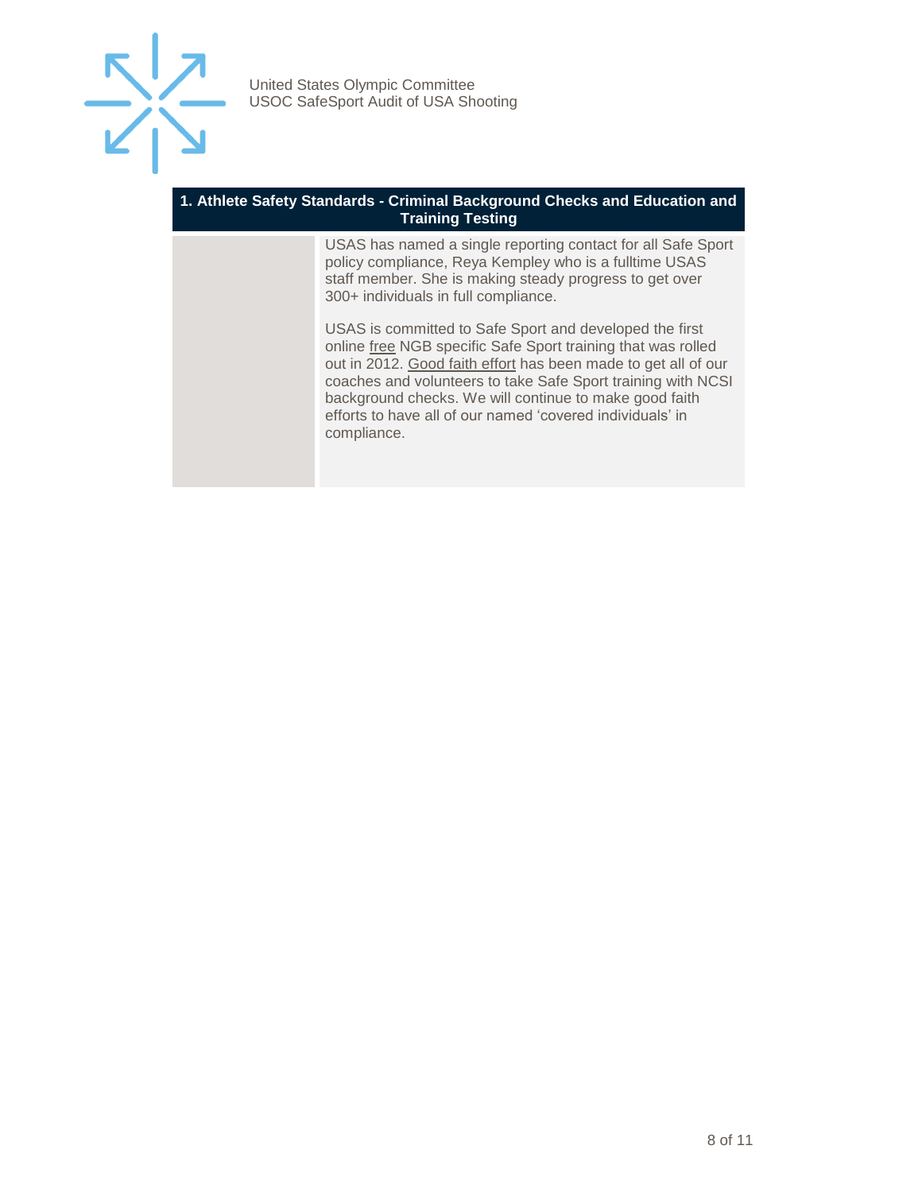| 1. Athlete Safety Standards - Criminal Background Checks and Education and Training Testing | |
|---|---|
| | USAS has named a single reporting contact for all Safe Sport policy compliance, Reya Kempley who is a fulltime USAS staff member. She is making steady progress to get over 300+ individuals in full compliance.<br><br>USAS is committed to Safe Sport and developed the first online free NGB specific Safe Sport training that was rolled out in 2012. Good faith effort has been made to get all of our coaches and volunteers to take Safe Sport training with NCSI background checks. We will continue to make good faith efforts to have all of our named 'covered individuals' in compliance. |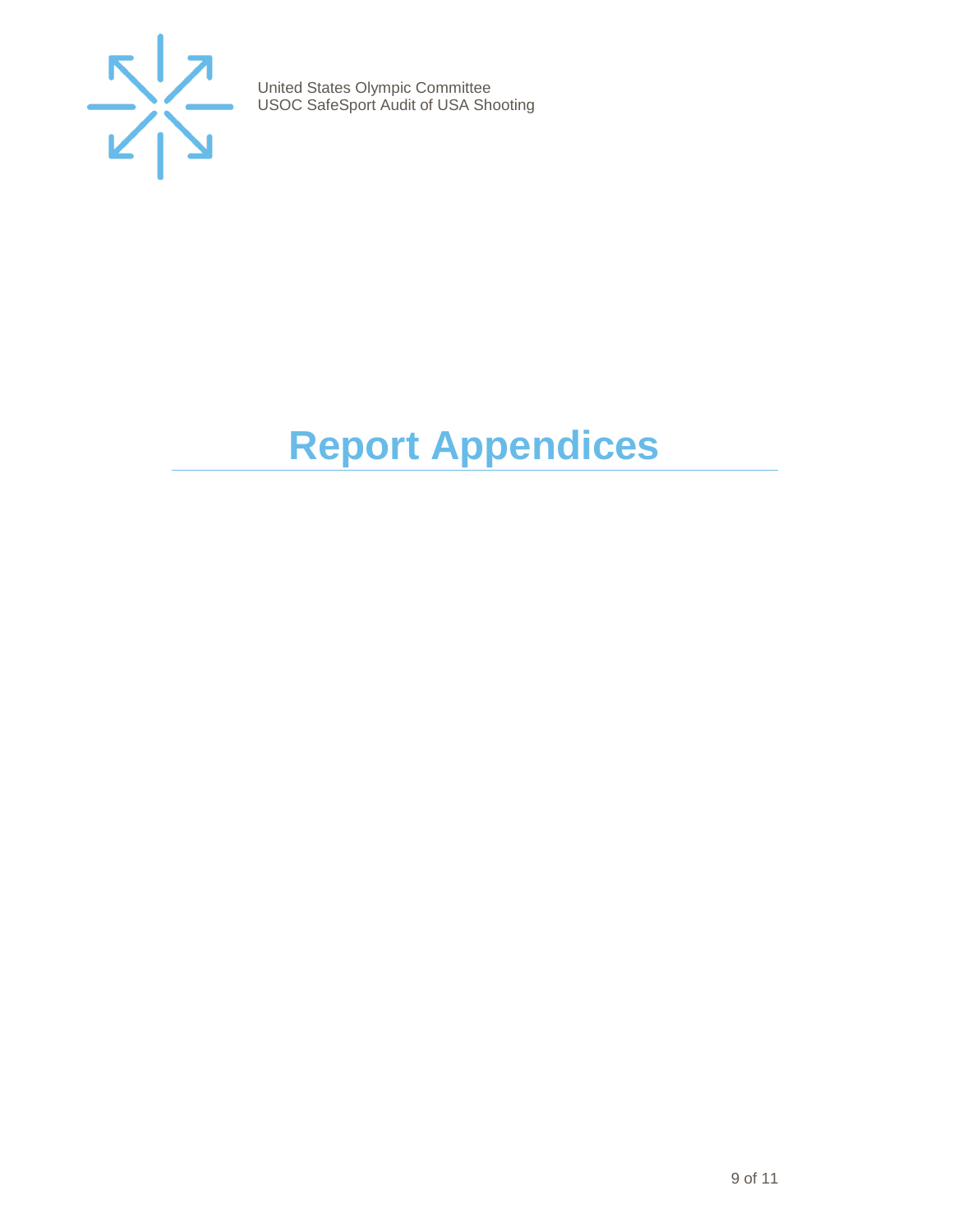# Report Appendices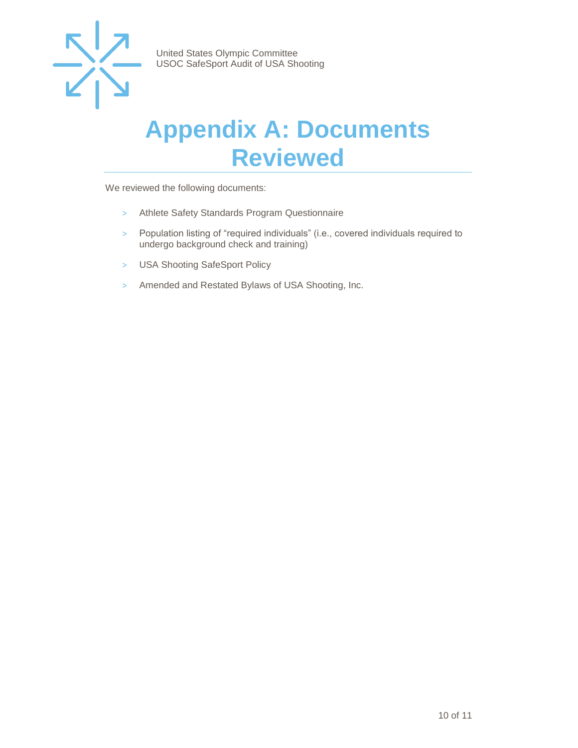# Appendix A: Documents Reviewed

We reviewed the following documents:

- Athlete Safety Standards Program Questionnaire
- Population listing of “required individuals” (i.e., covered individuals required to undergo background check and training)
- USA Shooting SafeSport Policy
- Amended and Restated Bylaws of USA Shooting, Inc.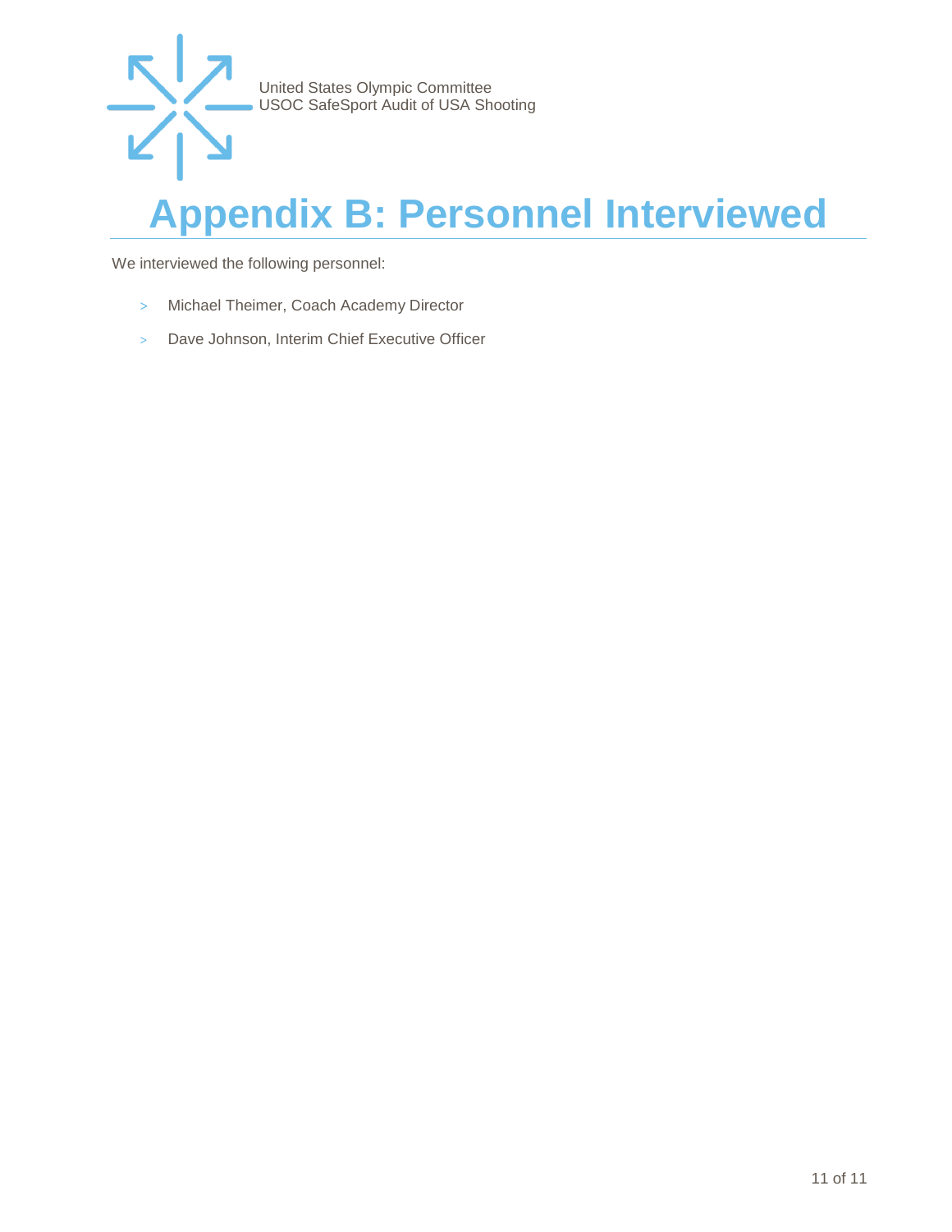# Appendix B: Personnel Interviewed

We interviewed the following personnel:

- Michael Theimer, Coach Academy Director
- Dave Johnson, Interim Chief Executive Officer